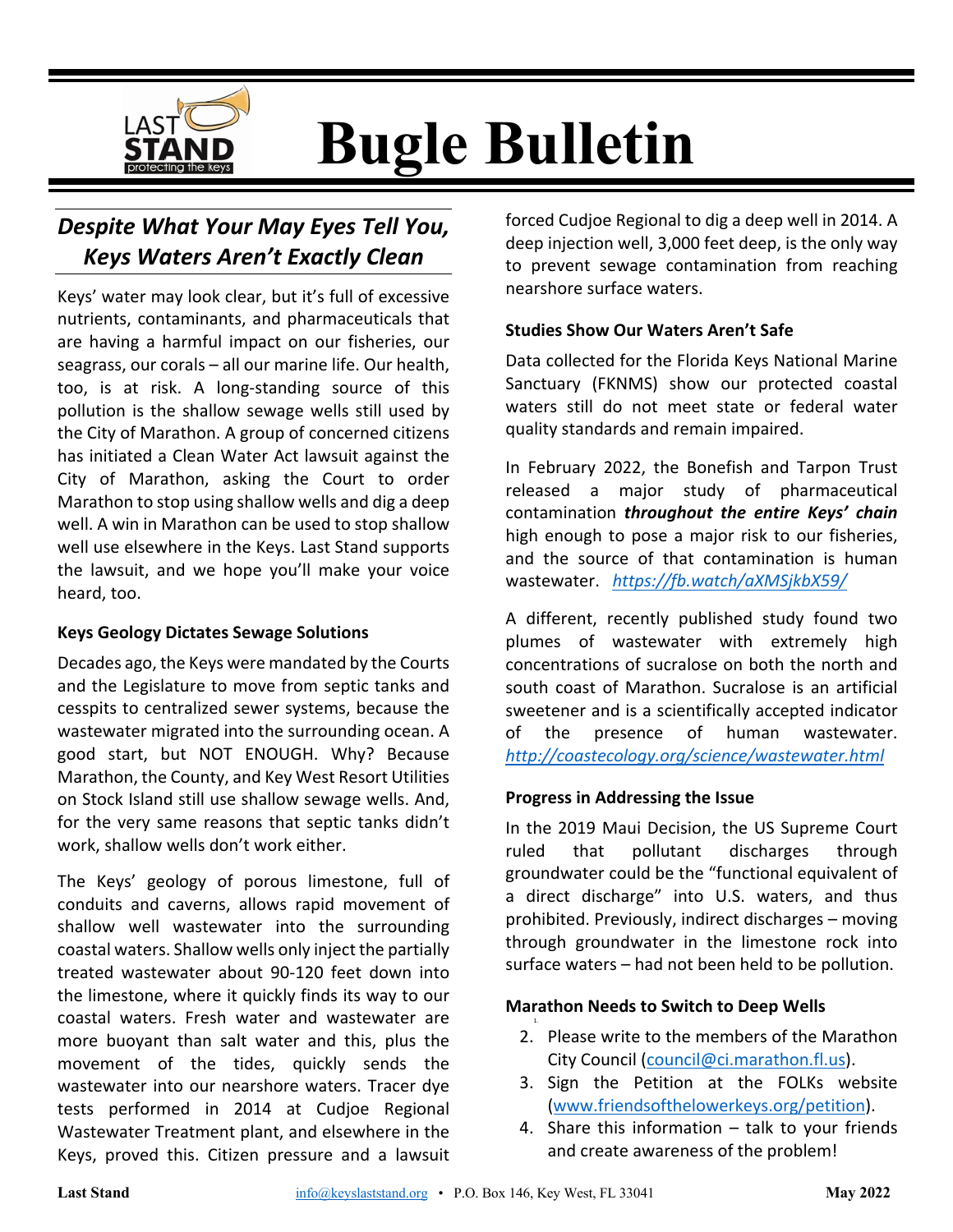# Bugle Bulletin

## *Despite What Your May Eyes Tell You, Keys Waters Aren't Exactly Clean*

Keys' water may look clear, but it's full of excessive nutrients, contaminants, and pharmaceuticals that are having a harmful impact on our fisheries, our seagrass, our corals – all our marine life. Our health, too, is at risk. A long-standing source of this pollution is the shallow sewage wells still used by the City of Marathon. A group of concerned citizens has initiated a Clean Water Act lawsuit against the City of Marathon, asking the Court to order Marathon to stop using shallow wells and dig a deep well. A win in Marathon can be used to stop shallow well use elsewhere in the Keys. Last Stand supports the lawsuit, and we hope you'll make your voice heard, too.

**Keys Geology Dictates Sewage Solutions**

Decades ago, the Keys were mandated by the Courts and the Legislature to move from septic tanks and cesspits to centralized sewer systems, because the wastewater migrated into the surrounding ocean. A good start, but NOT ENOUGH. Why? Because Marathon, the County, and Key West Resort Utilities on Stock Island still use shallow sewage wells. And, for the very same reasons that septic tanks didn't work, shallow wells don't work either.

The Keys' geology of porous limestone, full of conduits and caverns, allows rapid movement of shallow well wastewater into the surrounding coastal waters. Shallow wells only inject the partially treated wastewater about 90-120 feet down into the limestone, where it quickly finds its way to our coastal waters. Fresh water and wastewater are more buoyant than salt water and this, plus the movement of the tides, quickly sends the wastewater into our nearshore waters. Tracer dye tests performed in 2014 at Cudjoe Regional Wastewater Treatment plant, and elsewhere in the Keys, proved this. Citizen pressure and a lawsuit forced Cudjoe Regional to dig a deep well in 2014. A deep injection well, 3,000 feet deep, is the only way to prevent sewage contamination from reaching nearshore surface waters.

**Studies Show Our Waters Aren't Safe**

Data collected for the Florida Keys National Marine Sanctuary (FKNMS) show our protected coastal waters still do not meet state or federal water quality standards and remain impaired.

In February 2022, the Bonefish and Tarpon Trust released a major study of pharmaceutical contamination ***throughout the entire Keys' chain*** high enough to pose a major risk to our fisheries, and the source of that contamination is human wastewater. *https://fb.watch/aXMSjkbX59/*

A different, recently published study found two plumes of wastewater with extremely high concentrations of sucralose on both the north and south coast of Marathon. Sucralose is an artificial sweetener and is a scientifically accepted indicator of the presence of human wastewater. *http://coastecology.org/science/wastewater.html*

**Progress in Addressing the Issue**

In the 2019 Maui Decision, the US Supreme Court ruled that pollutant discharges through groundwater could be the "functional equivalent of a direct discharge" into U.S. waters, and thus prohibited. Previously, indirect discharges – moving through groundwater in the limestone rock into surface waters – had not been held to be pollution.

**Marathon Needs to Switch to Deep Wells**

1.
2. Please write to the members of the Marathon City Council (council@ci.marathon.fl.us).
3. Sign the Petition at the FOLKs website (www.friendsofthelowerkeys.org/petition).
4. Share this information – talk to your friends and create awareness of the problem!

Last Stand info@keyslaststand.org • P.O. Box 146, Key West, FL 33041 May 2022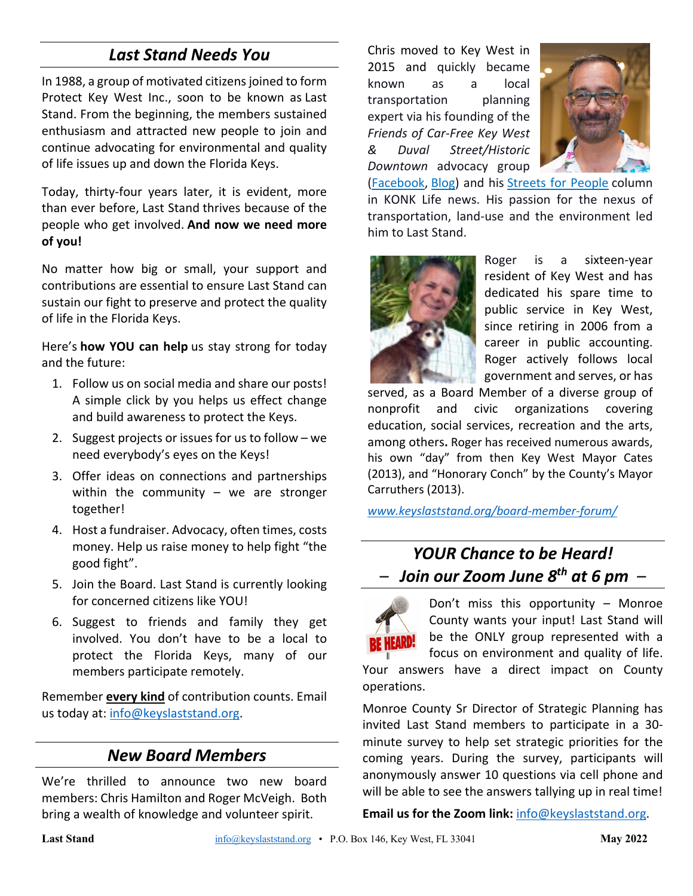## *Last Stand Needs You*

In 1988, a group of motivated citizens joined to form Protect Key West Inc., soon to be known as Last Stand. From the beginning, the members sustained enthusiasm and attracted new people to join and continue advocating for environmental and quality of life issues up and down the Florida Keys.

Today, thirty-four years later, it is evident, more than ever before, Last Stand thrives because of the people who get involved. **And now we need more of you!**

No matter how big or small, your support and contributions are essential to ensure Last Stand can sustain our fight to preserve and protect the quality of life in the Florida Keys.

Here's **how YOU can help** us stay strong for today and the future:

1. Follow us on social media and share our posts! A simple click by you helps us effect change and build awareness to protect the Keys.
2. Suggest projects or issues for us to follow – we need everybody's eyes on the Keys!
3. Offer ideas on connections and partnerships within the community – we are stronger together!
4. Host a fundraiser. Advocacy, often times, costs money. Help us raise money to help fight "the good fight".
5. Join the Board. Last Stand is currently looking for concerned citizens like YOU!
6. Suggest to friends and family they get involved. You don't have to be a local to protect the Florida Keys, many of our members participate remotely.

Remember **every kind** of contribution counts. Email us today at: info@keyslaststand.org.

## *New Board Members*

We're thrilled to announce two new board members: Chris Hamilton and Roger McVeigh. Both bring a wealth of knowledge and volunteer spirit.

Chris moved to Key West in 2015 and quickly became known as a local transportation planning expert via his founding of the *Friends of Car-Free Key West & Duval Street/Historic Downtown* advocacy group (Facebook, Blog) and his Streets for People column in KONK Life news. His passion for the nexus of transportation, land-use and the environment led him to Last Stand.

Roger is a sixteen-year resident of Key West and has dedicated his spare time to public service in Key West, since retiring in 2006 from a career in public accounting. Roger actively follows local government and serves, or has served, as a Board Member of a diverse group of nonprofit and civic organizations covering education, social services, recreation and the arts, among others. Roger has received numerous awards, his own "day" from then Key West Mayor Cates (2013), and "Honorary Conch" by the County's Mayor Carruthers (2013).

*www.keyslaststand.org/board-member-forum/*

## *YOUR Chance to be Heard!*
## *– Join our Zoom June 8th at 6 pm –*

BE HEARD!

Don't miss this opportunity – Monroe County wants your input! Last Stand will be the ONLY group represented with a focus on environment and quality of life. Your answers have a direct impact on County operations.

Monroe County Sr Director of Strategic Planning has invited Last Stand members to participate in a 30-minute survey to help set strategic priorities for the coming years. During the survey, participants will anonymously answer 10 questions via cell phone and will be able to see the answers tallying up in real time!

**Email us for the Zoom link:** info@keyslaststand.org.